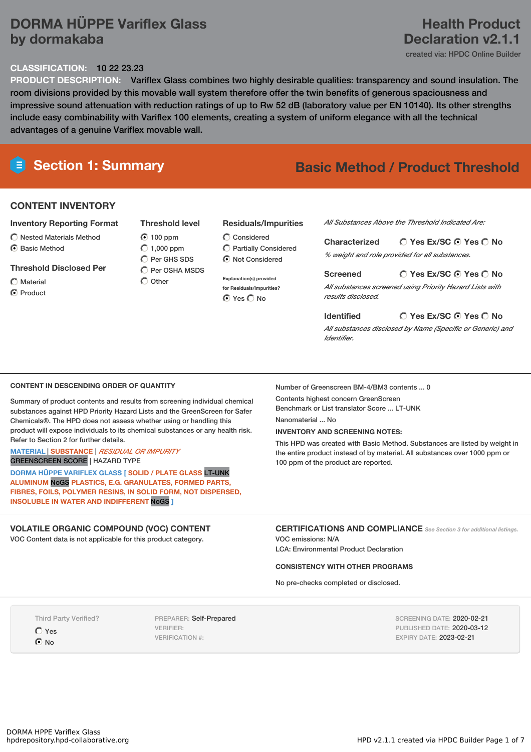# DORMA HÜPPE Variflex Glass by dormakaba

## Health Product Declaration v2.1.1

created via: HPDC Online Builder

**CLASSIFICATION:** 10 22 23.23

**PRODUCT DESCRIPTION:** Variflex Glass combines two highly desirable qualities: transparency and sound insulation. The room divisions provided by this movable wall system therefore offer the twin benefits of generous spaciousness and impressive sound attenuation with reduction ratings of up to Rw 52 dB (laboratory value per EN 10140). Its other strengths include easy combinability with Variflex 100 elements, creating a system of uniform elegance with all the technical advantages of a genuine Variflex movable wall.

## Section 1: Summary

**Basic Method / Product Threshold**

### CONTENT INVENTORY

**Inventory Reporting Format**
- ○ Nested Materials Method
- ● Basic Method

**Threshold Disclosed Per**
- ○ Material
- ● Product

**Threshold level**
- ● 100 ppm
- ○ 1,000 ppm
- ○ Per GHS SDS
- ○ Per OSHA MSDS
- ○ Other

**Residuals/Impurities**
- ○ Considered
- ○ Partially Considered
- ● Not Considered

Explanation(s) provided for Residuals/Impurities?
- ● Yes ○ No

*All Substances Above the Threshold Indicated Are:*

**Characterized** ○ Yes Ex/SC ● Yes ○ No
*% weight and role provided for all substances.*

**Screened** ○ Yes Ex/SC ● Yes ○ No
*All substances screened using Priority Hazard Lists with results disclosed.*

**Identified** ○ Yes Ex/SC ● Yes ○ No
*All substances disclosed by Name (Specific or Generic) and Identifier.*

### CONTENT IN DESCENDING ORDER OF QUANTITY

Summary of product contents and results from screening individual chemical substances against HPD Priority Hazard Lists and the GreenScreen for Safer Chemicals®. The HPD does not assess whether using or handling this product will expose individuals to its chemical substances or any health risk. Refer to Section 2 for further details.

MATERIAL | SUBSTANCE | *RESIDUAL OR IMPURITY*
GREENSCREEN SCORE | HAZARD TYPE

DORMA HÜPPE VARIFLEX GLASS [ SOLID / PLATE GLASS LT-UNK ALUMINUM NoGS PLASTICS, E.G. GRANULATES, FORMED PARTS, FIBRES, FOILS, POLYMER RESINS, IN SOLID FORM, NOT DISPERSED, INSOLUBLE IN WATER AND INDIFFERENT NoGS ]

Number of Greenscreen BM-4/BM3 contents ... 0

Contents highest concern GreenScreen Benchmark or List translator Score ... LT-UNK

Nanomaterial ... No

**INVENTORY AND SCREENING NOTES:**

This HPD was created with Basic Method. Substances are listed by weight in the entire product instead of by material. All substances over 1000 ppm or 100 ppm of the product are reported.

### VOLATILE ORGANIC COMPOUND (VOC) CONTENT

VOC Content data is not applicable for this product category.

### CERTIFICATIONS AND COMPLIANCE

*See Section 3 for additional listings.*

VOC emissions: N/A

LCA: Environmental Product Declaration

**CONSISTENCY WITH OTHER PROGRAMS**

No pre-checks completed or disclosed.

Third Party Verified?
- ○ Yes
- ● No

PREPARER: Self-Prepared
VERIFIER:
VERIFICATION #:

SCREENING DATE: 2020-02-21
PUBLISHED DATE: 2020-03-12
EXPIRY DATE: 2023-02-21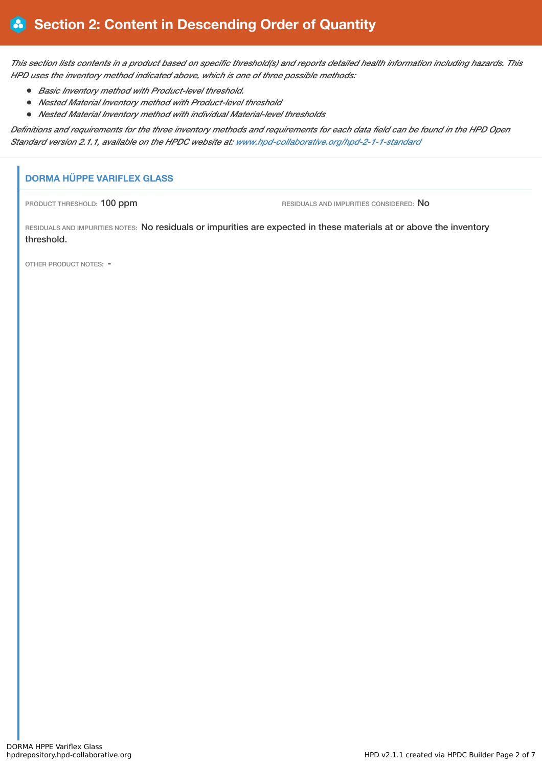# Section 2: Content in Descending Order of Quantity

*This section lists contents in a product based on specific threshold(s) and reports detailed health information including hazards. This HPD uses the inventory method indicated above, which is one of three possible methods:*

- *Basic Inventory method with Product-level threshold.*
- *Nested Material Inventory method with Product-level threshold*
- *Nested Material Inventory method with individual Material-level thresholds*

*Definitions and requirements for the three inventory methods and requirements for each data field can be found in the HPD Open Standard version 2.1.1, available on the HPDC website at: www.hpd-collaborative.org/hpd-2-1-1-standard*

## DORMA HÜPPE VARIFLEX GLASS

PRODUCT THRESHOLD: 100 ppm

RESIDUALS AND IMPURITIES CONSIDERED: No

RESIDUALS AND IMPURITIES NOTES: No residuals or impurities are expected in these materials at or above the inventory threshold.

OTHER PRODUCT NOTES: -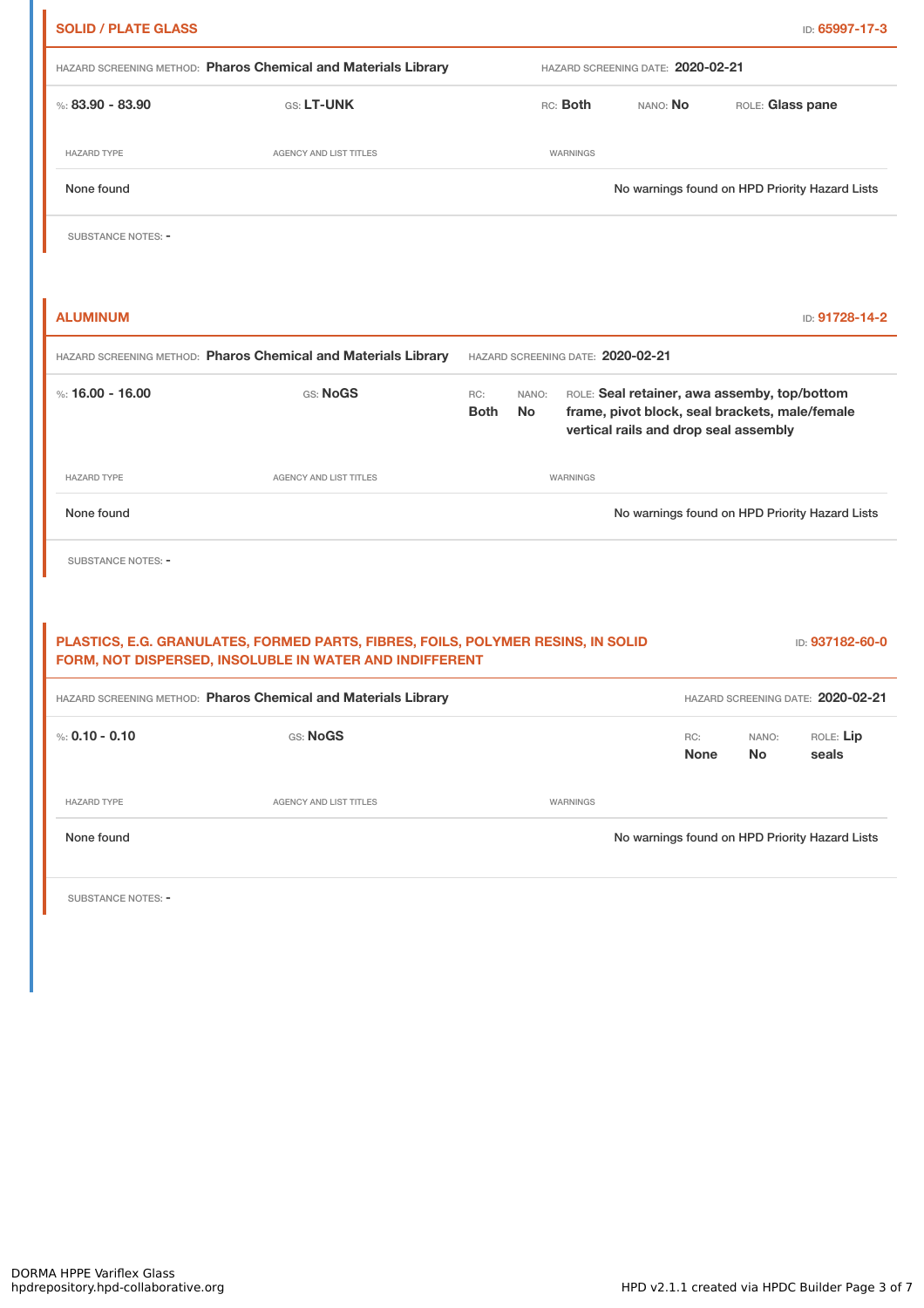### SOLID / PLATE GLASS

ID: **65997-17-3**

HAZARD SCREENING METHOD: **Pharos Chemical and Materials Library** HAZARD SCREENING DATE: **2020-02-21**

%: **83.90 - 83.90** GS: **LT-UNK** RC: **Both** NANO: **No** ROLE: **Glass pane**

| HAZARD TYPE | AGENCY AND LIST TITLES | WARNINGS |
| --- | --- | --- |
| None found | | No warnings found on HPD Priority Hazard Lists |

SUBSTANCE NOTES: -

### ALUMINUM

ID: **91728-14-2**

HAZARD SCREENING METHOD: **Pharos Chemical and Materials Library** HAZARD SCREENING DATE: **2020-02-21**

%: **16.00 - 16.00** GS: **NoGS** RC: **Both** NANO: **No** ROLE: **Seal retainer, awa assemby, top/bottom frame, pivot block, seal brackets, male/female vertical rails and drop seal assembly**

| HAZARD TYPE | AGENCY AND LIST TITLES | WARNINGS |
| --- | --- | --- |
| None found | | No warnings found on HPD Priority Hazard Lists |

SUBSTANCE NOTES: -

### PLASTICS, E.G. GRANULATES, FORMED PARTS, FIBRES, FOILS, POLYMER RESINS, IN SOLID FORM, NOT DISPERSED, INSOLUBLE IN WATER AND INDIFFERENT

ID: **937182-60-0**

HAZARD SCREENING METHOD: **Pharos Chemical and Materials Library** HAZARD SCREENING DATE: **2020-02-21**

%: **0.10 - 0.10** GS: **NoGS** RC: **None** NANO: **No** ROLE: **Lip seals**

| HAZARD TYPE | AGENCY AND LIST TITLES | WARNINGS |
| --- | --- | --- |
| None found | | No warnings found on HPD Priority Hazard Lists |

SUBSTANCE NOTES: -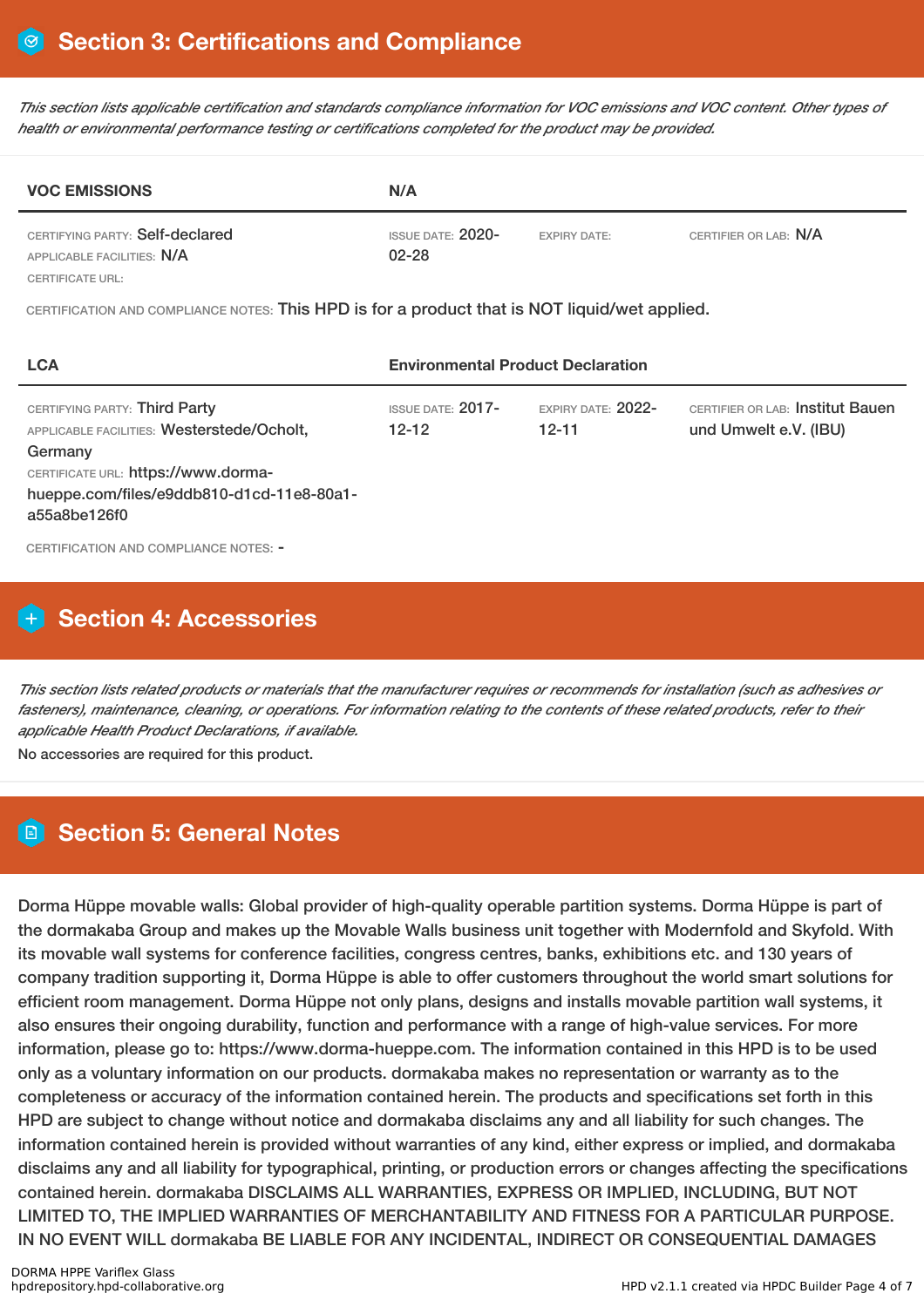## Section 3: Certifications and Compliance

*This section lists applicable certification and standards compliance information for VOC emissions and VOC content. Other types of health or environmental performance testing or certifications completed for the product may be provided.*

| VOC EMISSIONS | N/A | | |
|---|---|---|---|
| CERTIFYING PARTY: Self-declared<br>APPLICABLE FACILITIES: N/A<br>CERTIFICATE URL: | ISSUE DATE: 2020-02-28 | EXPIRY DATE: | CERTIFIER OR LAB: N/A |

CERTIFICATION AND COMPLIANCE NOTES: This HPD is for a product that is NOT liquid/wet applied.

| LCA | Environmental Product Declaration | | |
|---|---|---|---|
| CERTIFYING PARTY: Third Party<br>APPLICABLE FACILITIES: Westerstede/Ocholt, Germany<br>CERTIFICATE URL: https://www.dorma-hueppe.com/files/e9ddb810-d1cd-11e8-80a1-a55a8be126f0 | ISSUE DATE: 2017-12-12 | EXPIRY DATE: 2022-12-11 | CERTIFIER OR LAB: Institut Bauen und Umwelt e.V. (IBU) |

CERTIFICATION AND COMPLIANCE NOTES: -

## Section 4: Accessories

*This section lists related products or materials that the manufacturer requires or recommends for installation (such as adhesives or fasteners), maintenance, cleaning, or operations. For information relating to the contents of these related products, refer to their applicable Health Product Declarations, if available.*

No accessories are required for this product.

## Section 5: General Notes

Dorma Hüppe movable walls: Global provider of high-quality operable partition systems. Dorma Hüppe is part of the dormakaba Group and makes up the Movable Walls business unit together with Modernfold and Skyfold. With its movable wall systems for conference facilities, congress centres, banks, exhibitions etc. and 130 years of company tradition supporting it, Dorma Hüppe is able to offer customers throughout the world smart solutions for efficient room management. Dorma Hüppe not only plans, designs and installs movable partition wall systems, it also ensures their ongoing durability, function and performance with a range of high-value services. For more information, please go to: https://www.dorma-hueppe.com. The information contained in this HPD is to be used only as a voluntary information on our products. dormakaba makes no representation or warranty as to the completeness or accuracy of the information contained herein. The products and specifications set forth in this HPD are subject to change without notice and dormakaba disclaims any and all liability for such changes. The information contained herein is provided without warranties of any kind, either express or implied, and dormakaba disclaims any and all liability for typographical, printing, or production errors or changes affecting the specifications contained herein. dormakaba DISCLAIMS ALL WARRANTIES, EXPRESS OR IMPLIED, INCLUDING, BUT NOT LIMITED TO, THE IMPLIED WARRANTIES OF MERCHANTABILITY AND FITNESS FOR A PARTICULAR PURPOSE. IN NO EVENT WILL dormakaba BE LIABLE FOR ANY INCIDENTAL, INDIRECT OR CONSEQUENTIAL DAMAGES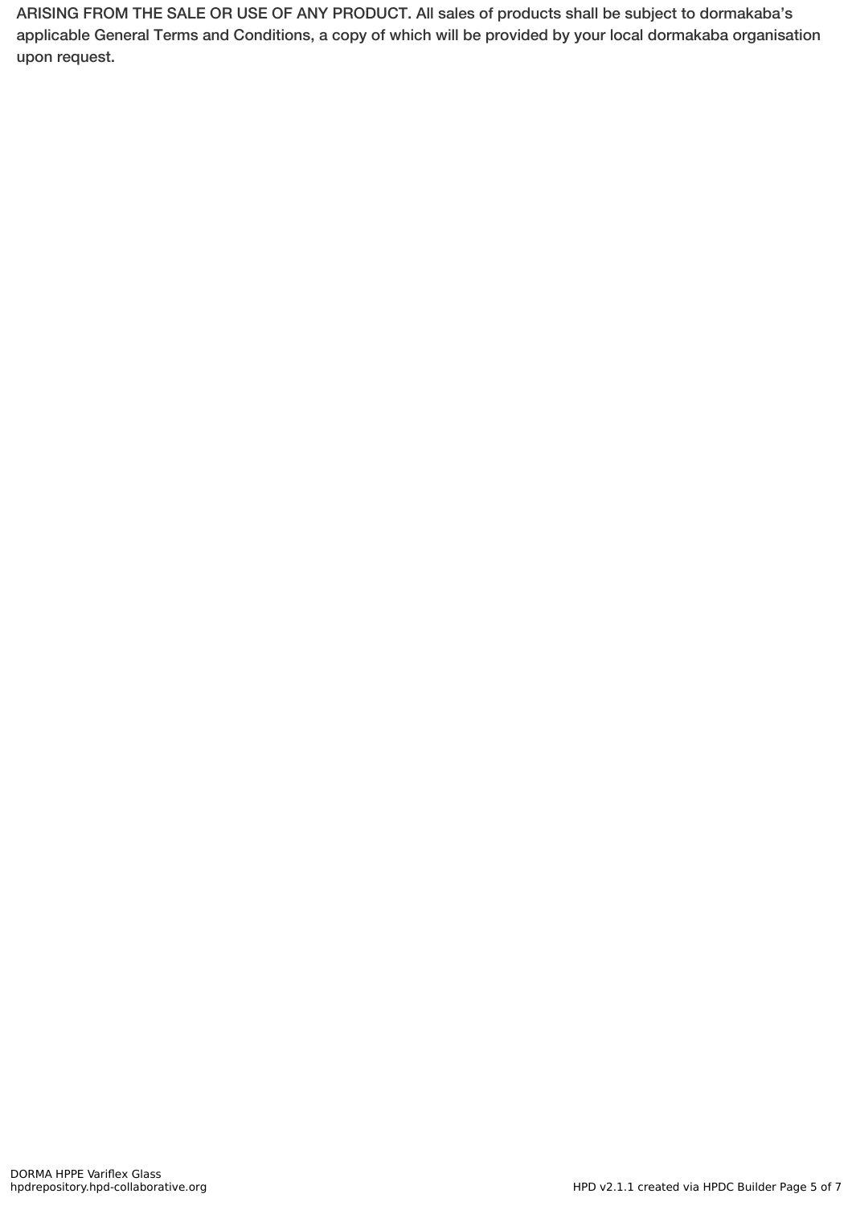ARISING FROM THE SALE OR USE OF ANY PRODUCT. All sales of products shall be subject to dormakaba's applicable General Terms and Conditions, a copy of which will be provided by your local dormakaba organisation upon request.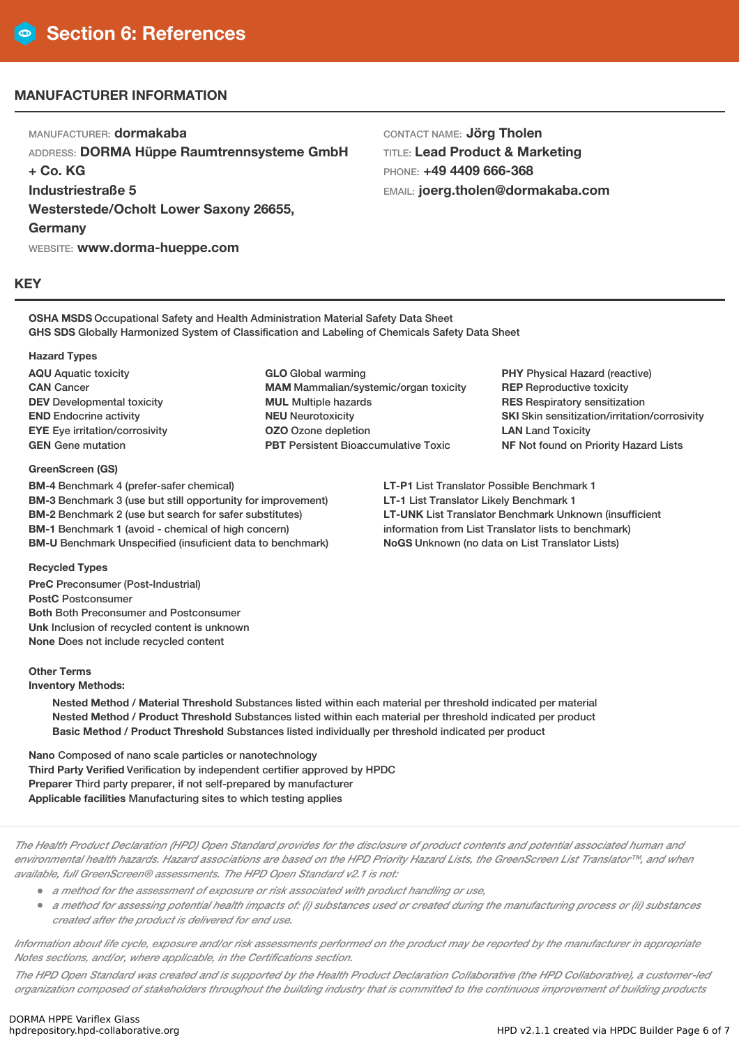# Section 6: References

## MANUFACTURER INFORMATION

MANUFACTURER: **dormakaba**
ADDRESS: **DORMA Hüppe Raumtrennsysteme GmbH + Co. KG**
**Industriestraße 5**
**Westerstede/Ocholt Lower Saxony 26655, Germany**
WEBSITE: **www.dorma-hueppe.com**

CONTACT NAME: **Jörg Tholen**
TITLE: **Lead Product & Marketing**
PHONE: **+49 4409 666-368**
EMAIL: **joerg.tholen@dormakaba.com**

## KEY

**OSHA MSDS** Occupational Safety and Health Administration Material Safety Data Sheet
**GHS SDS** Globally Harmonized System of Classification and Labeling of Chemicals Safety Data Sheet

**Hazard Types**

**AQU** Aquatic toxicity
**CAN** Cancer
**DEV** Developmental toxicity
**END** Endocrine activity
**EYE** Eye irritation/corrosivity
**GEN** Gene mutation
**GLO** Global warming
**MAM** Mammalian/systemic/organ toxicity
**MUL** Multiple hazards
**NEU** Neurotoxicity
**OZO** Ozone depletion
**PBT** Persistent Bioaccumulative Toxic
**PHY** Physical Hazard (reactive)
**REP** Reproductive toxicity
**RES** Respiratory sensitization
**SKI** Skin sensitization/irritation/corrosivity
**LAN** Land Toxicity
**NF** Not found on Priority Hazard Lists

**GreenScreen (GS)**

**BM-4** Benchmark 4 (prefer-safer chemical)
**BM-3** Benchmark 3 (use but still opportunity for improvement)
**BM-2** Benchmark 2 (use but search for safer substitutes)
**BM-1** Benchmark 1 (avoid - chemical of high concern)
**BM-U** Benchmark Unspecified (insuficient data to benchmark)
**LT-P1** List Translator Possible Benchmark 1
**LT-1** List Translator Likely Benchmark 1
**LT-UNK** List Translator Benchmark Unknown (insufficient information from List Translator lists to benchmark)
**NoGS** Unknown (no data on List Translator Lists)

**Recycled Types**

**PreC** Preconsumer (Post-Industrial)
**PostC** Postconsumer
**Both** Both Preconsumer and Postconsumer
**Unk** Inclusion of recycled content is unknown
**None** Does not include recycled content

**Other Terms**
**Inventory Methods:**

- **Nested Method / Material Threshold** Substances listed within each material per threshold indicated per material
- **Nested Method / Product Threshold** Substances listed within each material per threshold indicated per product
- **Basic Method / Product Threshold** Substances listed individually per threshold indicated per product

**Nano** Composed of nano scale particles or nanotechnology
**Third Party Verified** Verification by independent certifier approved by HPDC
**Preparer** Third party preparer, if not self-prepared by manufacturer
**Applicable facilities** Manufacturing sites to which testing applies

*The Health Product Declaration (HPD) Open Standard provides for the disclosure of product contents and potential associated human and environmental health hazards. Hazard associations are based on the HPD Priority Hazard Lists, the GreenScreen List Translator™, and when available, full GreenScreen® assessments. The HPD Open Standard v2.1 is not:*

- *a method for the assessment of exposure or risk associated with product handling or use,*
- *a method for assessing potential health impacts of: (i) substances used or created during the manufacturing process or (ii) substances created after the product is delivered for end use.*

*Information about life cycle, exposure and/or risk assessments performed on the product may be reported by the manufacturer in appropriate Notes sections, and/or, where applicable, in the Certifications section.*

*The HPD Open Standard was created and is supported by the Health Product Declaration Collaborative (the HPD Collaborative), a customer-led organization composed of stakeholders throughout the building industry that is committed to the continuous improvement of building products*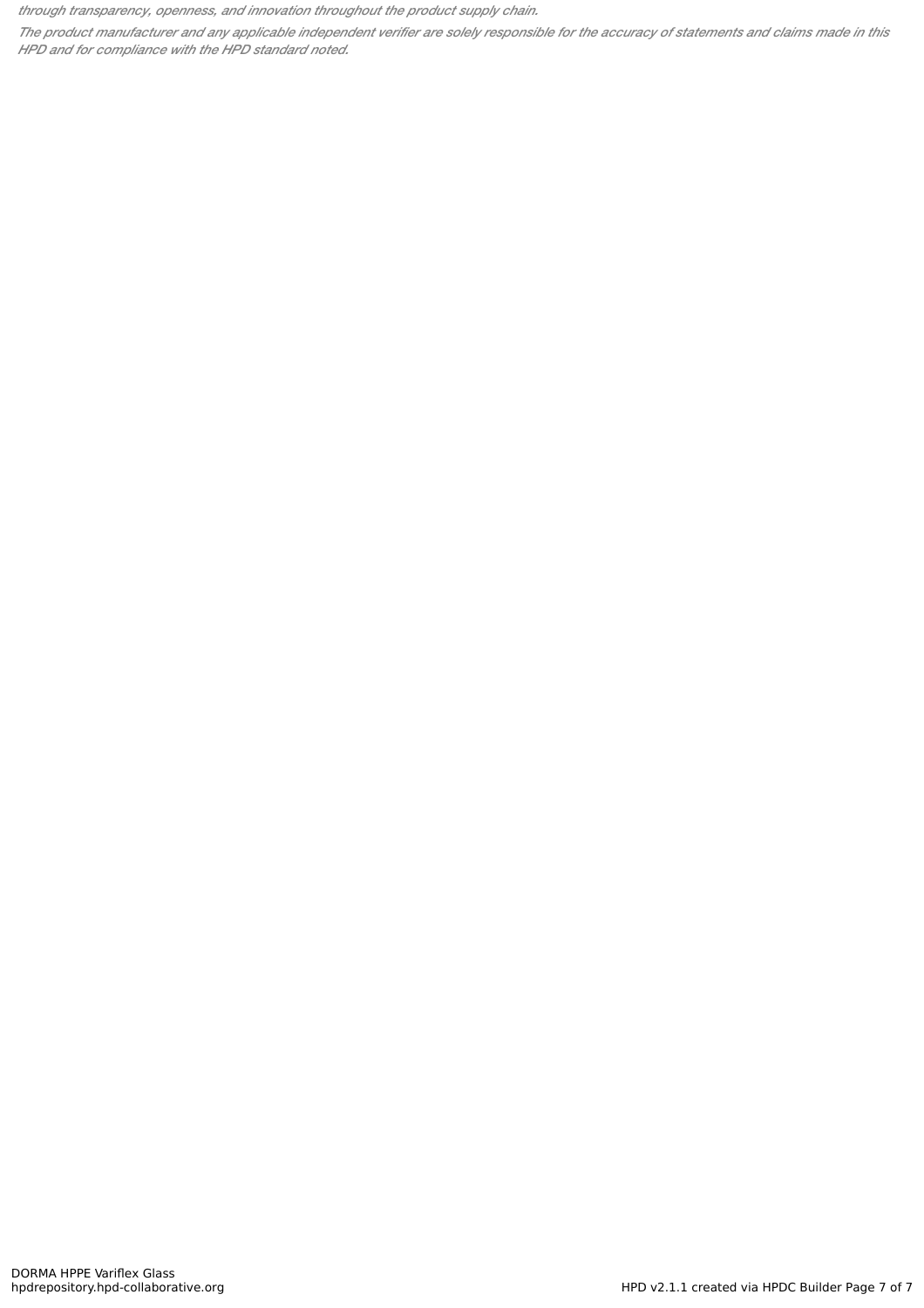*through transparency, openness, and innovation throughout the product supply chain.*

*The product manufacturer and any applicable independent verifier are solely responsible for the accuracy of statements and claims made in this HPD and for compliance with the HPD standard noted.*